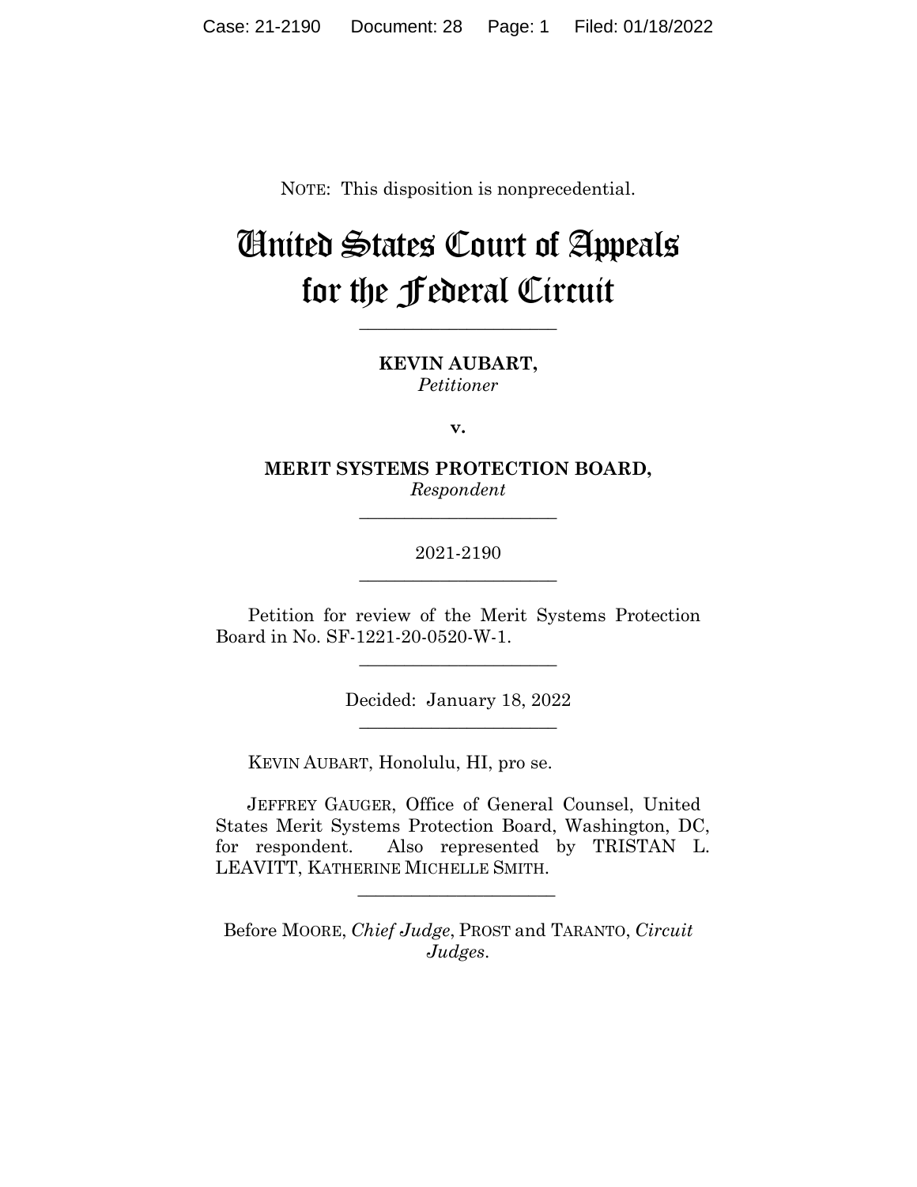NOTE: This disposition is nonprecedential.

# United States Court of Appeals for the Federal Circuit

______________________

**KEVIN AUBART,**
*Petitioner*

**v.**

**MERIT SYSTEMS PROTECTION BOARD,**
*Respondent*

______________________

2021-2190

______________________

Petition for review of the Merit Systems Protection Board in No. SF-1221-20-0520-W-1.

______________________

Decided: January 18, 2022

______________________

KEVIN AUBART, Honolulu, HI, pro se.

JEFFREY GAUGER, Office of General Counsel, United States Merit Systems Protection Board, Washington, DC, for respondent. Also represented by TRISTAN L. LEAVITT, KATHERINE MICHELLE SMITH.

______________________

Before MOORE, *Chief Judge*, PROST and TARANTO, *Circuit Judges*.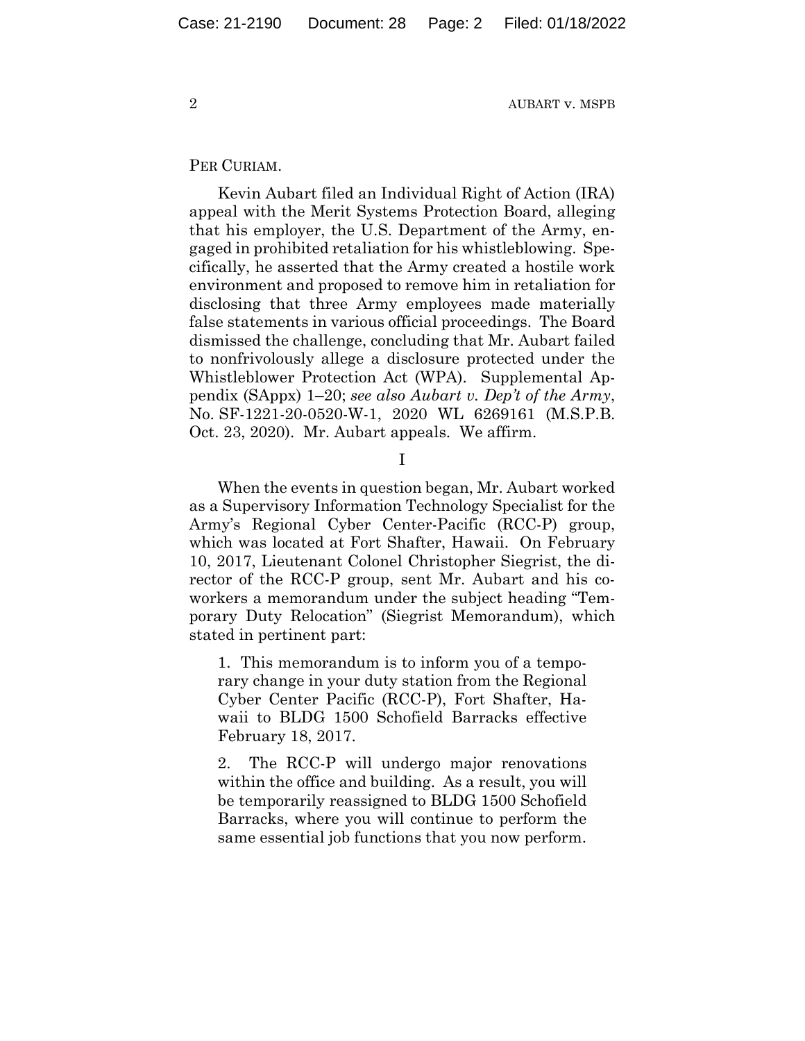PER CURIAM.

Kevin Aubart filed an Individual Right of Action (IRA) appeal with the Merit Systems Protection Board, alleging that his employer, the U.S. Department of the Army, engaged in prohibited retaliation for his whistleblowing. Specifically, he asserted that the Army created a hostile work environment and proposed to remove him in retaliation for disclosing that three Army employees made materially false statements in various official proceedings. The Board dismissed the challenge, concluding that Mr. Aubart failed to nonfrivolously allege a disclosure protected under the Whistleblower Protection Act (WPA). Supplemental Appendix (SAppx) 1–20; *see also Aubart v. Dep't of the Army*, No. SF-1221-20-0520-W-1, 2020 WL 6269161 (M.S.P.B. Oct. 23, 2020). Mr. Aubart appeals. We affirm.

I

When the events in question began, Mr. Aubart worked as a Supervisory Information Technology Specialist for the Army's Regional Cyber Center-Pacific (RCC-P) group, which was located at Fort Shafter, Hawaii. On February 10, 2017, Lieutenant Colonel Christopher Siegrist, the director of the RCC-P group, sent Mr. Aubart and his coworkers a memorandum under the subject heading "Temporary Duty Relocation" (Siegrist Memorandum), which stated in pertinent part:

> 1. This memorandum is to inform you of a temporary change in your duty station from the Regional Cyber Center Pacific (RCC-P), Fort Shafter, Hawaii to BLDG 1500 Schofield Barracks effective February 18, 2017.
>
> 2. The RCC-P will undergo major renovations within the office and building. As a result, you will be temporarily reassigned to BLDG 1500 Schofield Barracks, where you will continue to perform the same essential job functions that you now perform.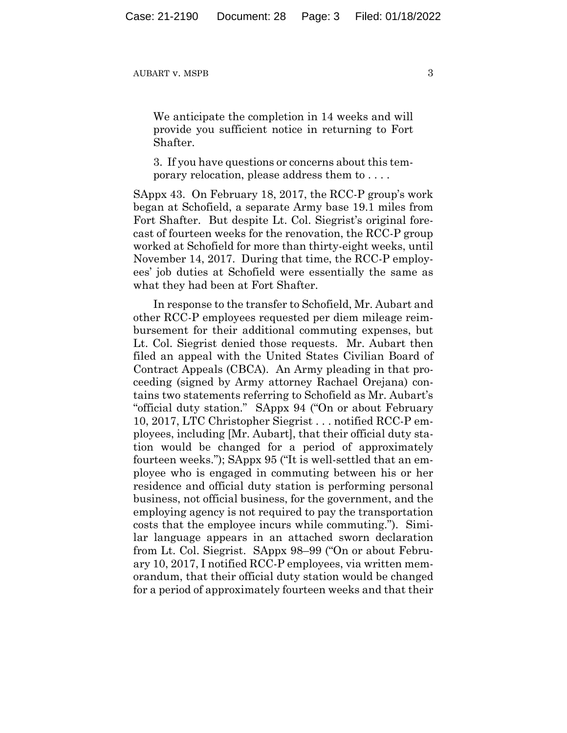> We anticipate the completion in 14 weeks and will provide you sufficient notice in returning to Fort Shafter.
>
> 3. If you have questions or concerns about this temporary relocation, please address them to . . . .

SAppx 43. On February 18, 2017, the RCC-P group's work began at Schofield, a separate Army base 19.1 miles from Fort Shafter. But despite Lt. Col. Siegrist's original forecast of fourteen weeks for the renovation, the RCC-P group worked at Schofield for more than thirty-eight weeks, until November 14, 2017. During that time, the RCC-P employees' job duties at Schofield were essentially the same as what they had been at Fort Shafter.

In response to the transfer to Schofield, Mr. Aubart and other RCC-P employees requested per diem mileage reimbursement for their additional commuting expenses, but Lt. Col. Siegrist denied those requests. Mr. Aubart then filed an appeal with the United States Civilian Board of Contract Appeals (CBCA). An Army pleading in that proceeding (signed by Army attorney Rachael Orejana) contains two statements referring to Schofield as Mr. Aubart's "official duty station." SAppx 94 ("On or about February 10, 2017, LTC Christopher Siegrist . . . notified RCC-P employees, including [Mr. Aubart], that their official duty station would be changed for a period of approximately fourteen weeks."); SAppx 95 ("It is well-settled that an employee who is engaged in commuting between his or her residence and official duty station is performing personal business, not official business, for the government, and the employing agency is not required to pay the transportation costs that the employee incurs while commuting."). Similar language appears in an attached sworn declaration from Lt. Col. Siegrist. SAppx 98–99 ("On or about February 10, 2017, I notified RCC-P employees, via written memorandum, that their official duty station would be changed for a period of approximately fourteen weeks and that their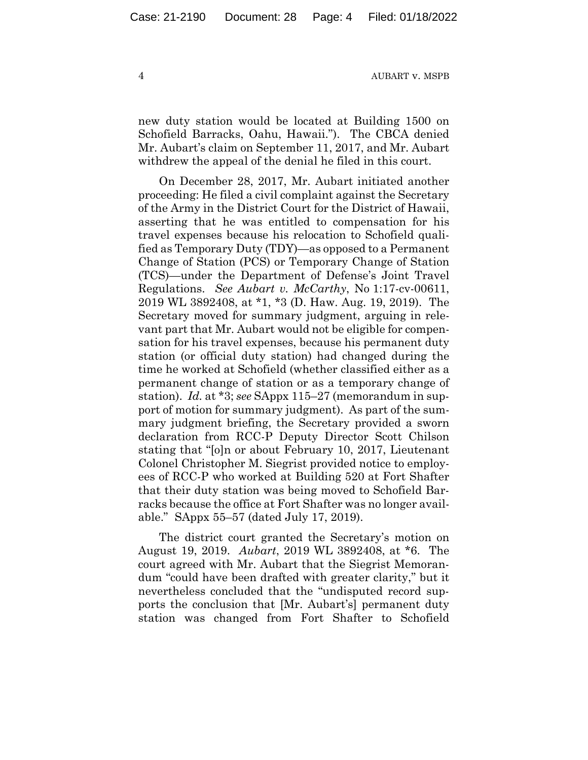new duty station would be located at Building 1500 on Schofield Barracks, Oahu, Hawaii."). The CBCA denied Mr. Aubart's claim on September 11, 2017, and Mr. Aubart withdrew the appeal of the denial he filed in this court.

On December 28, 2017, Mr. Aubart initiated another proceeding: He filed a civil complaint against the Secretary of the Army in the District Court for the District of Hawaii, asserting that he was entitled to compensation for his travel expenses because his relocation to Schofield qualified as Temporary Duty (TDY)—as opposed to a Permanent Change of Station (PCS) or Temporary Change of Station (TCS)—under the Department of Defense's Joint Travel Regulations. *See Aubart v. McCarthy*, No 1:17-cv-00611, 2019 WL 3892408, at \*1, \*3 (D. Haw. Aug. 19, 2019). The Secretary moved for summary judgment, arguing in relevant part that Mr. Aubart would not be eligible for compensation for his travel expenses, because his permanent duty station (or official duty station) had changed during the time he worked at Schofield (whether classified either as a permanent change of station or as a temporary change of station). *Id.* at \*3; *see* SAppx 115–27 (memorandum in support of motion for summary judgment). As part of the summary judgment briefing, the Secretary provided a sworn declaration from RCC-P Deputy Director Scott Chilson stating that "[o]n or about February 10, 2017, Lieutenant Colonel Christopher M. Siegrist provided notice to employees of RCC-P who worked at Building 520 at Fort Shafter that their duty station was being moved to Schofield Barracks because the office at Fort Shafter was no longer available." SAppx 55–57 (dated July 17, 2019).

The district court granted the Secretary's motion on August 19, 2019. *Aubart*, 2019 WL 3892408, at \*6. The court agreed with Mr. Aubart that the Siegrist Memorandum "could have been drafted with greater clarity," but it nevertheless concluded that the "undisputed record supports the conclusion that [Mr. Aubart's] permanent duty station was changed from Fort Shafter to Schofield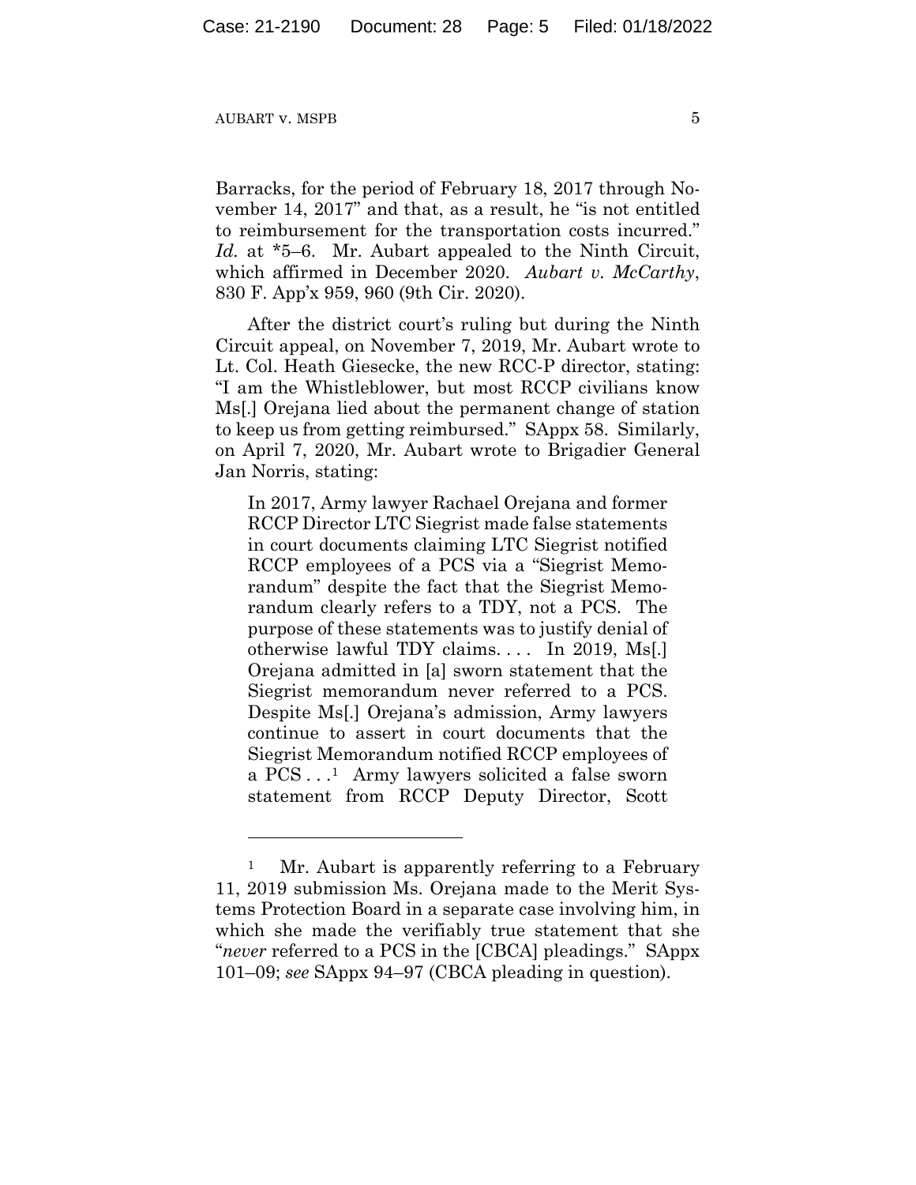Barracks, for the period of February 18, 2017 through November 14, 2017" and that, as a result, he "is not entitled to reimbursement for the transportation costs incurred." *Id.* at *5–6. Mr. Aubart appealed to the Ninth Circuit, which affirmed in December 2020. *Aubart v. McCarthy*, 830 F. App'x 959, 960 (9th Cir. 2020).

After the district court's ruling but during the Ninth Circuit appeal, on November 7, 2019, Mr. Aubart wrote to Lt. Col. Heath Giesecke, the new RCC-P director, stating: "I am the Whistleblower, but most RCCP civilians know Ms[.] Orejana lied about the permanent change of station to keep us from getting reimbursed." SAppx 58. Similarly, on April 7, 2020, Mr. Aubart wrote to Brigadier General Jan Norris, stating:

> In 2017, Army lawyer Rachael Orejana and former RCCP Director LTC Siegrist made false statements in court documents claiming LTC Siegrist notified RCCP employees of a PCS via a "Siegrist Memorandum" despite the fact that the Siegrist Memorandum clearly refers to a TDY, not a PCS. The purpose of these statements was to justify denial of otherwise lawful TDY claims. . . . In 2019, Ms[.] Orejana admitted in [a] sworn statement that the Siegrist memorandum never referred to a PCS. Despite Ms[.] Orejana's admission, Army lawyers continue to assert in court documents that the Siegrist Memorandum notified RCCP employees of a PCS . . .[1] Army lawyers solicited a false sworn statement from RCCP Deputy Director, Scott

---

[1] Mr. Aubart is apparently referring to a February 11, 2019 submission Ms. Orejana made to the Merit Systems Protection Board in a separate case involving him, in which she made the verifiably true statement that she "*never* referred to a PCS in the [CBCA] pleadings." SAppx 101–09; *see* SAppx 94–97 (CBCA pleading in question).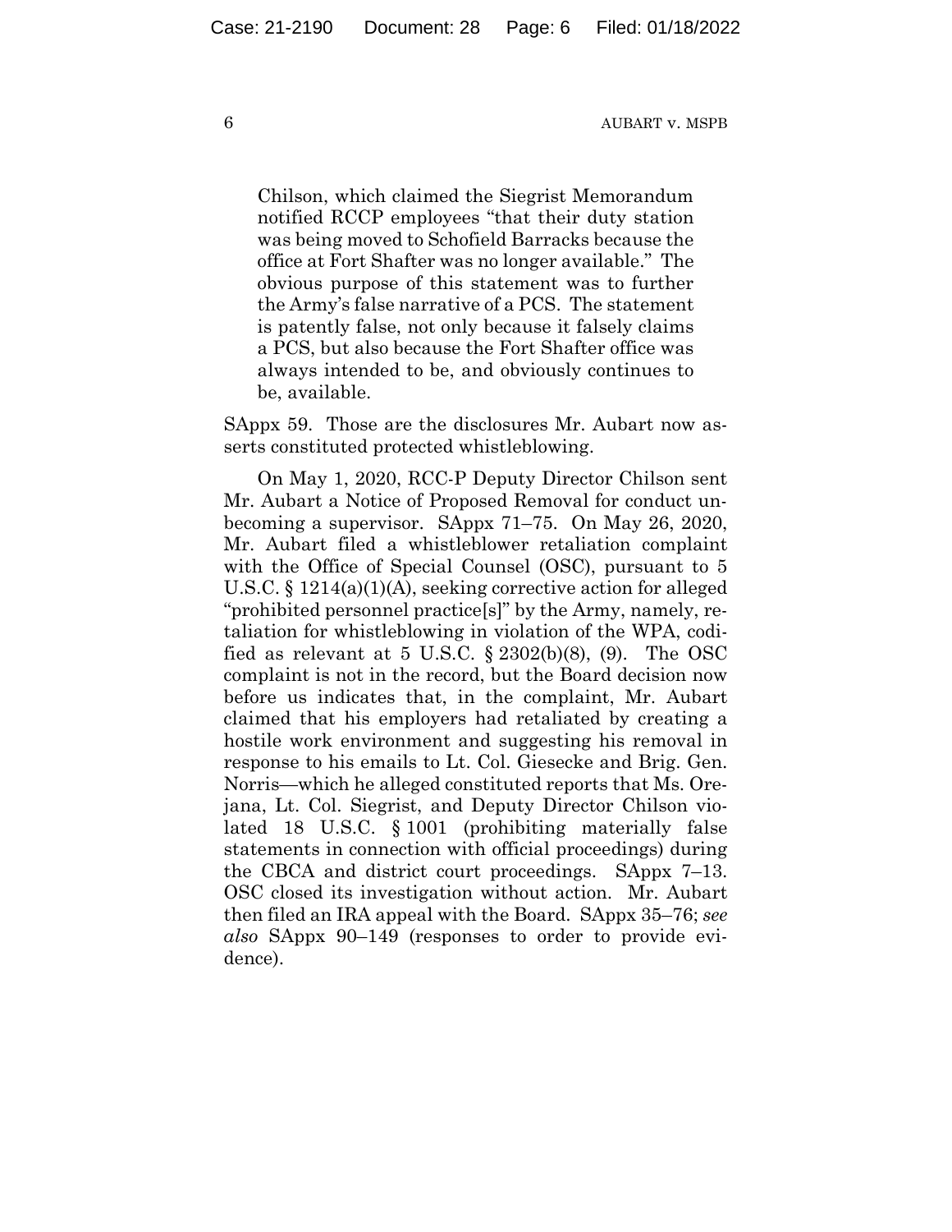> Chilson, which claimed the Siegrist Memorandum notified RCCP employees "that their duty station was being moved to Schofield Barracks because the office at Fort Shafter was no longer available." The obvious purpose of this statement was to further the Army's false narrative of a PCS. The statement is patently false, not only because it falsely claims a PCS, but also because the Fort Shafter office was always intended to be, and obviously continues to be, available.

SAppx 59. Those are the disclosures Mr. Aubart now asserts constituted protected whistleblowing.

On May 1, 2020, RCC-P Deputy Director Chilson sent Mr. Aubart a Notice of Proposed Removal for conduct unbecoming a supervisor. SAppx 71–75. On May 26, 2020, Mr. Aubart filed a whistleblower retaliation complaint with the Office of Special Counsel (OSC), pursuant to 5 U.S.C. § 1214(a)(1)(A), seeking corrective action for alleged "prohibited personnel practice[s]" by the Army, namely, retaliation for whistleblowing in violation of the WPA, codified as relevant at 5 U.S.C. § 2302(b)(8), (9). The OSC complaint is not in the record, but the Board decision now before us indicates that, in the complaint, Mr. Aubart claimed that his employers had retaliated by creating a hostile work environment and suggesting his removal in response to his emails to Lt. Col. Giesecke and Brig. Gen. Norris—which he alleged constituted reports that Ms. Orejana, Lt. Col. Siegrist, and Deputy Director Chilson violated 18 U.S.C. § 1001 (prohibiting materially false statements in connection with official proceedings) during the CBCA and district court proceedings. SAppx 7–13. OSC closed its investigation without action. Mr. Aubart then filed an IRA appeal with the Board. SAppx 35–76; *see also* SAppx 90–149 (responses to order to provide evidence).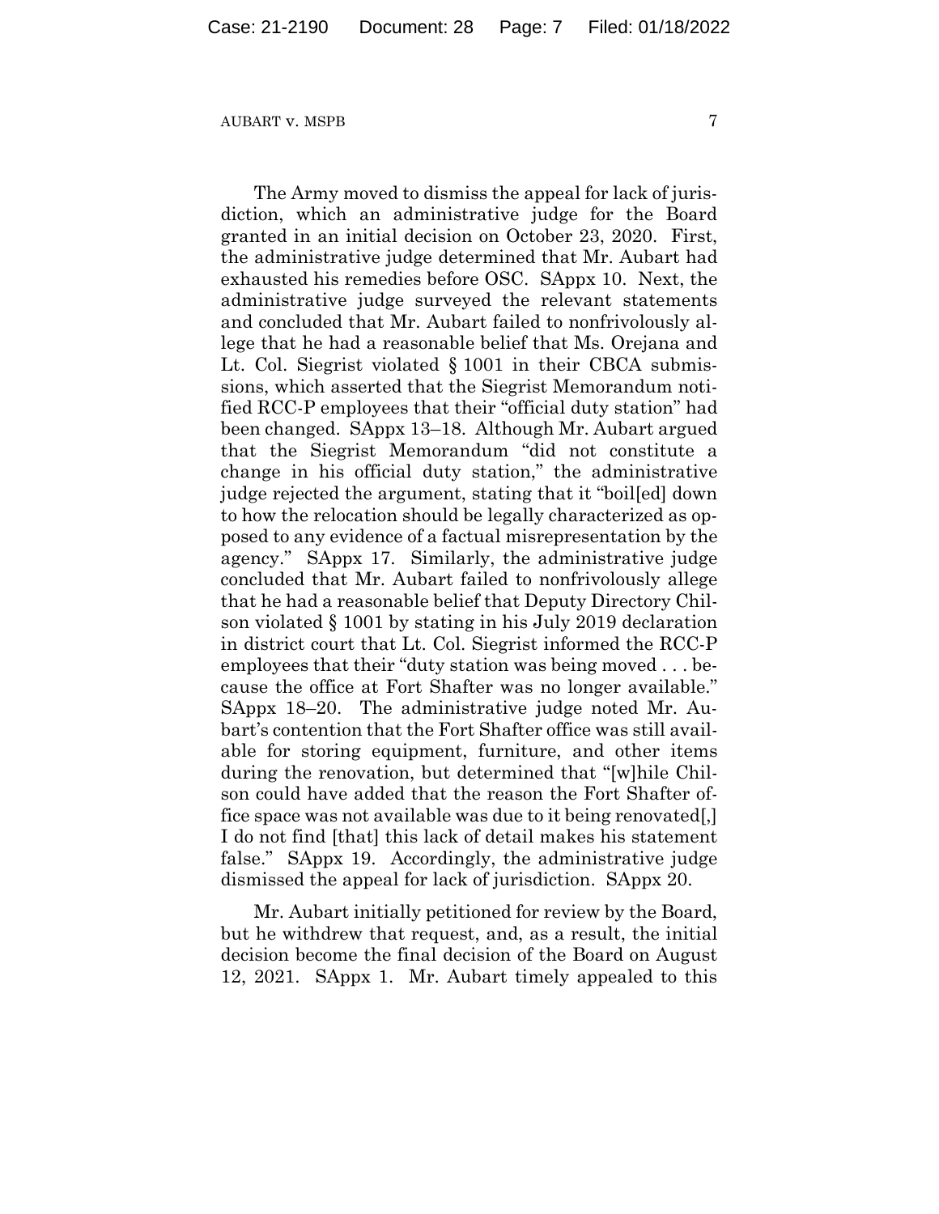The Army moved to dismiss the appeal for lack of jurisdiction, which an administrative judge for the Board granted in an initial decision on October 23, 2020. First, the administrative judge determined that Mr. Aubart had exhausted his remedies before OSC. SAppx 10. Next, the administrative judge surveyed the relevant statements and concluded that Mr. Aubart failed to nonfrivolously allege that he had a reasonable belief that Ms. Orejana and Lt. Col. Siegrist violated § 1001 in their CBCA submissions, which asserted that the Siegrist Memorandum notified RCC-P employees that their "official duty station" had been changed. SAppx 13–18. Although Mr. Aubart argued that the Siegrist Memorandum "did not constitute a change in his official duty station," the administrative judge rejected the argument, stating that it "boil[ed] down to how the relocation should be legally characterized as opposed to any evidence of a factual misrepresentation by the agency." SAppx 17. Similarly, the administrative judge concluded that Mr. Aubart failed to nonfrivolously allege that he had a reasonable belief that Deputy Directory Chilson violated § 1001 by stating in his July 2019 declaration in district court that Lt. Col. Siegrist informed the RCC-P employees that their "duty station was being moved . . . because the office at Fort Shafter was no longer available." SAppx 18–20. The administrative judge noted Mr. Aubart's contention that the Fort Shafter office was still available for storing equipment, furniture, and other items during the renovation, but determined that "[w]hile Chilson could have added that the reason the Fort Shafter office space was not available was due to it being renovated[,] I do not find [that] this lack of detail makes his statement false." SAppx 19. Accordingly, the administrative judge dismissed the appeal for lack of jurisdiction. SAppx 20.

Mr. Aubart initially petitioned for review by the Board, but he withdrew that request, and, as a result, the initial decision become the final decision of the Board on August 12, 2021. SAppx 1. Mr. Aubart timely appealed to this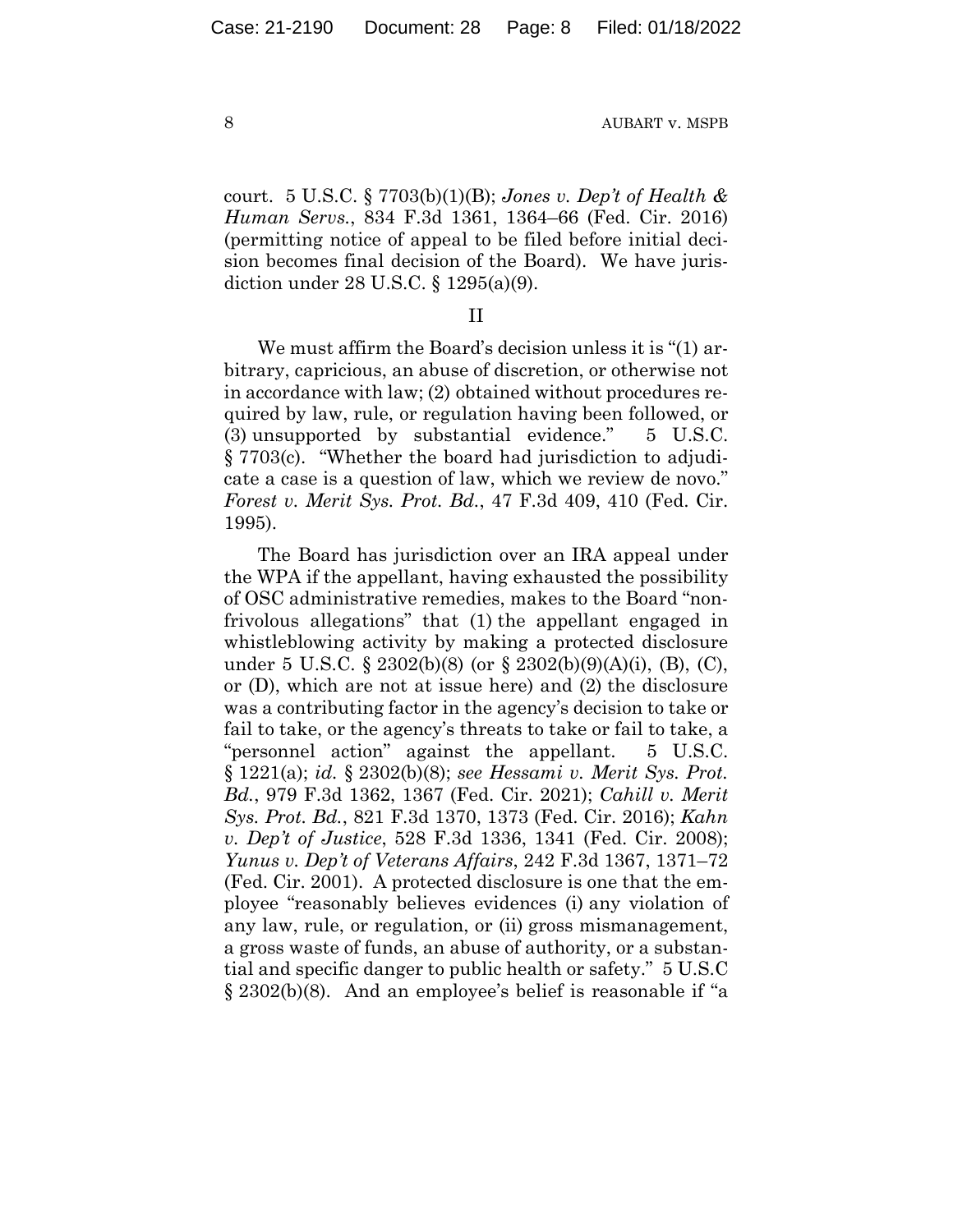court. 5 U.S.C. § 7703(b)(1)(B); *Jones v. Dep't of Health & Human Servs.*, 834 F.3d 1361, 1364–66 (Fed. Cir. 2016) (permitting notice of appeal to be filed before initial decision becomes final decision of the Board). We have jurisdiction under 28 U.S.C. § 1295(a)(9).

## II

We must affirm the Board's decision unless it is "(1) arbitrary, capricious, an abuse of discretion, or otherwise not in accordance with law; (2) obtained without procedures required by law, rule, or regulation having been followed, or (3) unsupported by substantial evidence." 5 U.S.C. § 7703(c). "Whether the board had jurisdiction to adjudicate a case is a question of law, which we review de novo." *Forest v. Merit Sys. Prot. Bd.*, 47 F.3d 409, 410 (Fed. Cir. 1995).

The Board has jurisdiction over an IRA appeal under the WPA if the appellant, having exhausted the possibility of OSC administrative remedies, makes to the Board "nonfrivolous allegations" that (1) the appellant engaged in whistleblowing activity by making a protected disclosure under 5 U.S.C. § 2302(b)(8) (or § 2302(b)(9)(A)(i), (B), (C), or (D), which are not at issue here) and (2) the disclosure was a contributing factor in the agency's decision to take or fail to take, or the agency's threats to take or fail to take, a "personnel action" against the appellant. 5 U.S.C. § 1221(a); *id.* § 2302(b)(8); *see Hessami v. Merit Sys. Prot. Bd.*, 979 F.3d 1362, 1367 (Fed. Cir. 2021); *Cahill v. Merit Sys. Prot. Bd.*, 821 F.3d 1370, 1373 (Fed. Cir. 2016); *Kahn v. Dep't of Justice*, 528 F.3d 1336, 1341 (Fed. Cir. 2008); *Yunus v. Dep't of Veterans Affairs*, 242 F.3d 1367, 1371–72 (Fed. Cir. 2001). A protected disclosure is one that the employee "reasonably believes evidences (i) any violation of any law, rule, or regulation, or (ii) gross mismanagement, a gross waste of funds, an abuse of authority, or a substantial and specific danger to public health or safety." 5 U.S.C § 2302(b)(8). And an employee's belief is reasonable if "a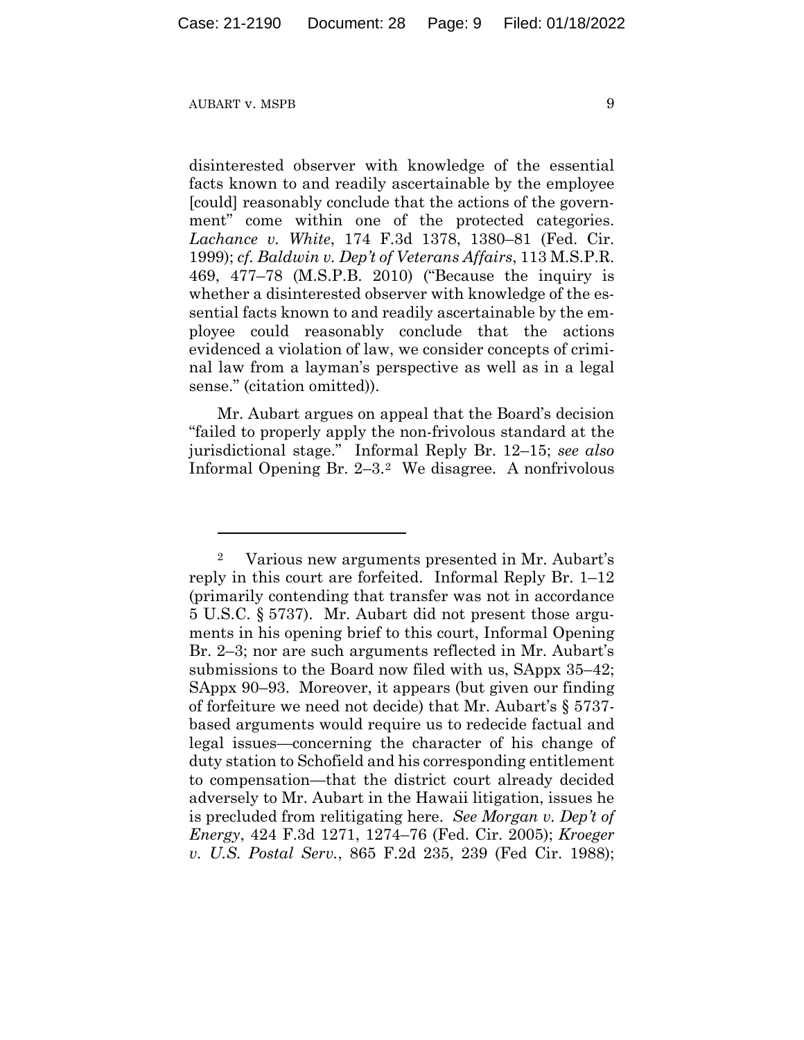disinterested observer with knowledge of the essential facts known to and readily ascertainable by the employee [could] reasonably conclude that the actions of the government" come within one of the protected categories. *Lachance v. White*, 174 F.3d 1378, 1380–81 (Fed. Cir. 1999); *cf. Baldwin v. Dep't of Veterans Affairs*, 113 M.S.P.R. 469, 477–78 (M.S.P.B. 2010) ("Because the inquiry is whether a disinterested observer with knowledge of the essential facts known to and readily ascertainable by the employee could reasonably conclude that the actions evidenced a violation of law, we consider concepts of criminal law from a layman's perspective as well as in a legal sense." (citation omitted)).

Mr. Aubart argues on appeal that the Board's decision "failed to properly apply the non-frivolous standard at the jurisdictional stage." Informal Reply Br. 12–15; *see also* Informal Opening Br. 2–3.[2] We disagree. A nonfrivolous

---

[2] Various new arguments presented in Mr. Aubart's reply in this court are forfeited. Informal Reply Br. 1–12 (primarily contending that transfer was not in accordance 5 U.S.C. § 5737). Mr. Aubart did not present those arguments in his opening brief to this court, Informal Opening Br. 2–3; nor are such arguments reflected in Mr. Aubart's submissions to the Board now filed with us, SAppx 35–42; SAppx 90–93. Moreover, it appears (but given our finding of forfeiture we need not decide) that Mr. Aubart's § 5737-based arguments would require us to redecide factual and legal issues—concerning the character of his change of duty station to Schofield and his corresponding entitlement to compensation—that the district court already decided adversely to Mr. Aubart in the Hawaii litigation, issues he is precluded from relitigating here. *See Morgan v. Dep't of Energy*, 424 F.3d 1271, 1274–76 (Fed. Cir. 2005); *Kroeger v. U.S. Postal Serv.*, 865 F.2d 235, 239 (Fed Cir. 1988);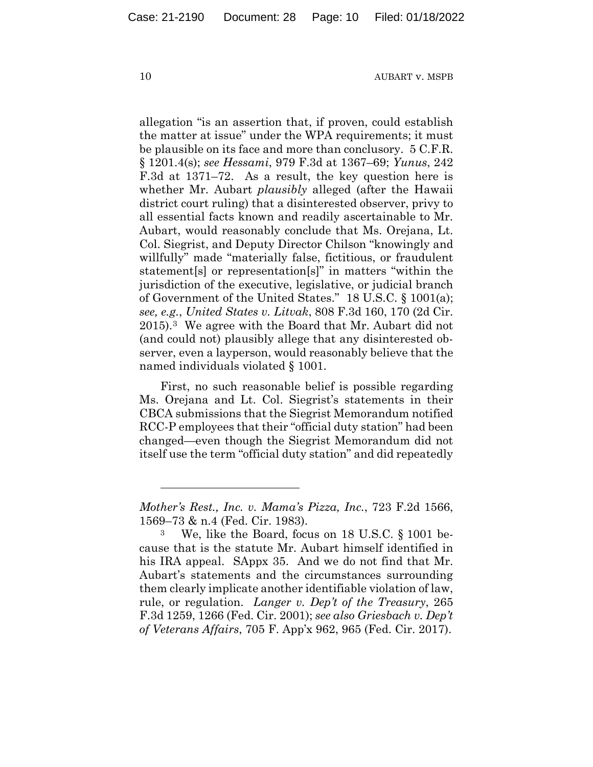allegation "is an assertion that, if proven, could establish the matter at issue" under the WPA requirements; it must be plausible on its face and more than conclusory. 5 C.F.R. § 1201.4(s); *see Hessami*, 979 F.3d at 1367–69; *Yunus*, 242 F.3d at 1371–72. As a result, the key question here is whether Mr. Aubart *plausibly* alleged (after the Hawaii district court ruling) that a disinterested observer, privy to all essential facts known and readily ascertainable to Mr. Aubart, would reasonably conclude that Ms. Orejana, Lt. Col. Siegrist, and Deputy Director Chilson "knowingly and willfully" made "materially false, fictitious, or fraudulent statement[s] or representation[s]" in matters "within the jurisdiction of the executive, legislative, or judicial branch of Government of the United States." 18 U.S.C. § 1001(a); *see, e.g.*, *United States v. Litvak*, 808 F.3d 160, 170 (2d Cir. 2015).[3] We agree with the Board that Mr. Aubart did not (and could not) plausibly allege that any disinterested observer, even a layperson, would reasonably believe that the named individuals violated § 1001.

First, no such reasonable belief is possible regarding Ms. Orejana and Lt. Col. Siegrist's statements in their CBCA submissions that the Siegrist Memorandum notified RCC-P employees that their "official duty station" had been changed—even though the Siegrist Memorandum did not itself use the term "official duty station" and did repeatedly

---

*Mother's Rest., Inc. v. Mama's Pizza, Inc.*, 723 F.2d 1566, 1569–73 & n.4 (Fed. Cir. 1983).

[3] We, like the Board, focus on 18 U.S.C. § 1001 because that is the statute Mr. Aubart himself identified in his IRA appeal. SAppx 35. And we do not find that Mr. Aubart's statements and the circumstances surrounding them clearly implicate another identifiable violation of law, rule, or regulation. *Langer v. Dep't of the Treasury*, 265 F.3d 1259, 1266 (Fed. Cir. 2001); *see also Griesbach v. Dep't of Veterans Affairs*, 705 F. App'x 962, 965 (Fed. Cir. 2017).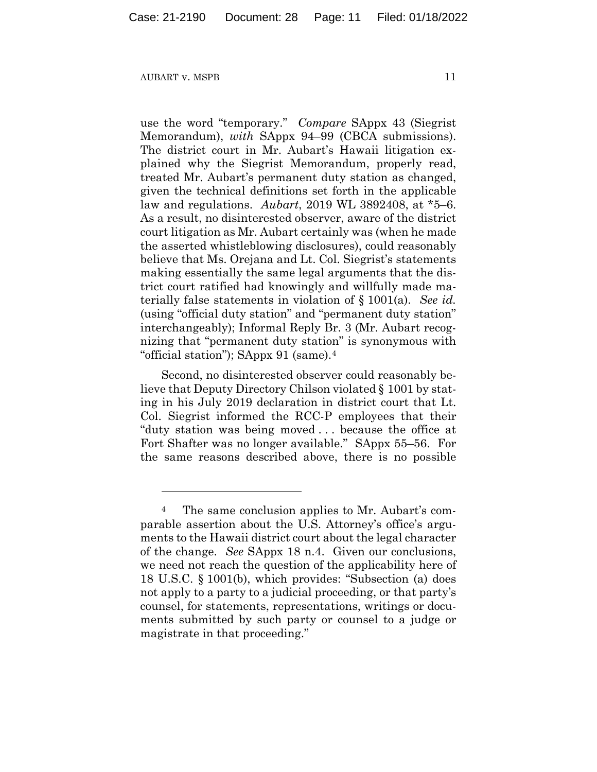use the word "temporary." *Compare* SAppx 43 (Siegrist Memorandum), *with* SAppx 94–99 (CBCA submissions). The district court in Mr. Aubart's Hawaii litigation explained why the Siegrist Memorandum, properly read, treated Mr. Aubart's permanent duty station as changed, given the technical definitions set forth in the applicable law and regulations. *Aubart*, 2019 WL 3892408, at *5–6. As a result, no disinterested observer, aware of the district court litigation as Mr. Aubart certainly was (when he made the asserted whistleblowing disclosures), could reasonably believe that Ms. Orejana and Lt. Col. Siegrist's statements making essentially the same legal arguments that the district court ratified had knowingly and willfully made materially false statements in violation of § 1001(a). *See id.* (using "official duty station" and "permanent duty station" interchangeably); Informal Reply Br. 3 (Mr. Aubart recognizing that "permanent duty station" is synonymous with "official station"); SAppx 91 (same).[4]

Second, no disinterested observer could reasonably believe that Deputy Directory Chilson violated § 1001 by stating in his July 2019 declaration in district court that Lt. Col. Siegrist informed the RCC-P employees that their "duty station was being moved . . . because the office at Fort Shafter was no longer available." SAppx 55–56. For the same reasons described above, there is no possible

---

[4] The same conclusion applies to Mr. Aubart's comparable assertion about the U.S. Attorney's office's arguments to the Hawaii district court about the legal character of the change. *See* SAppx 18 n.4. Given our conclusions, we need not reach the question of the applicability here of 18 U.S.C. § 1001(b), which provides: "Subsection (a) does not apply to a party to a judicial proceeding, or that party's counsel, for statements, representations, writings or documents submitted by such party or counsel to a judge or magistrate in that proceeding."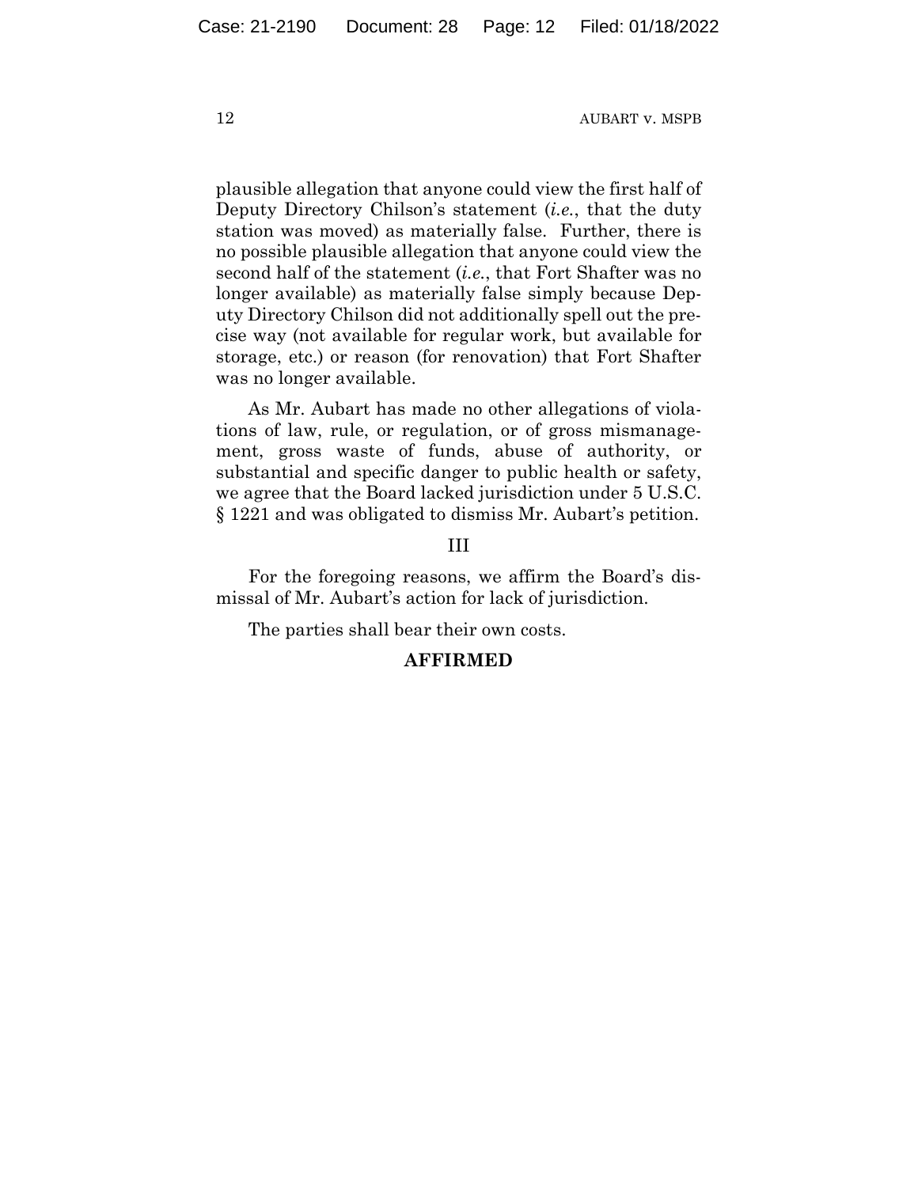plausible allegation that anyone could view the first half of Deputy Directory Chilson's statement (*i.e.*, that the duty station was moved) as materially false. Further, there is no possible plausible allegation that anyone could view the second half of the statement (*i.e.*, that Fort Shafter was no longer available) as materially false simply because Deputy Directory Chilson did not additionally spell out the precise way (not available for regular work, but available for storage, etc.) or reason (for renovation) that Fort Shafter was no longer available.

As Mr. Aubart has made no other allegations of violations of law, rule, or regulation, or of gross mismanagement, gross waste of funds, abuse of authority, or substantial and specific danger to public health or safety, we agree that the Board lacked jurisdiction under 5 U.S.C. § 1221 and was obligated to dismiss Mr. Aubart's petition.

## III

For the foregoing reasons, we affirm the Board's dismissal of Mr. Aubart's action for lack of jurisdiction.

The parties shall bear their own costs.

**AFFIRMED**